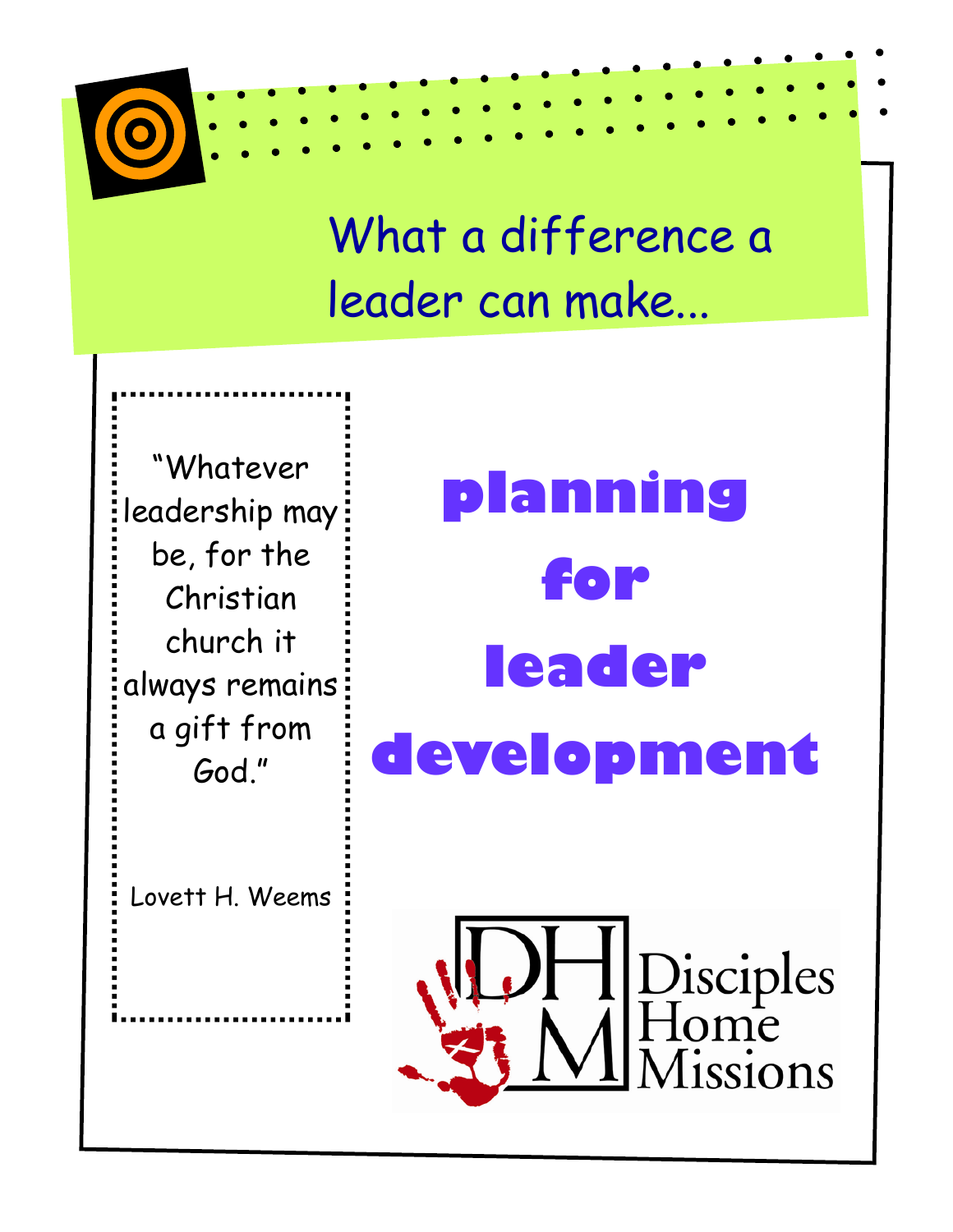What a difference a leader can make...

> "Whatever leadership may be, for the Christian church it always remains a gift from God."
>
> Lovett H. Weems

# planning for leader development

Disciples Home Missions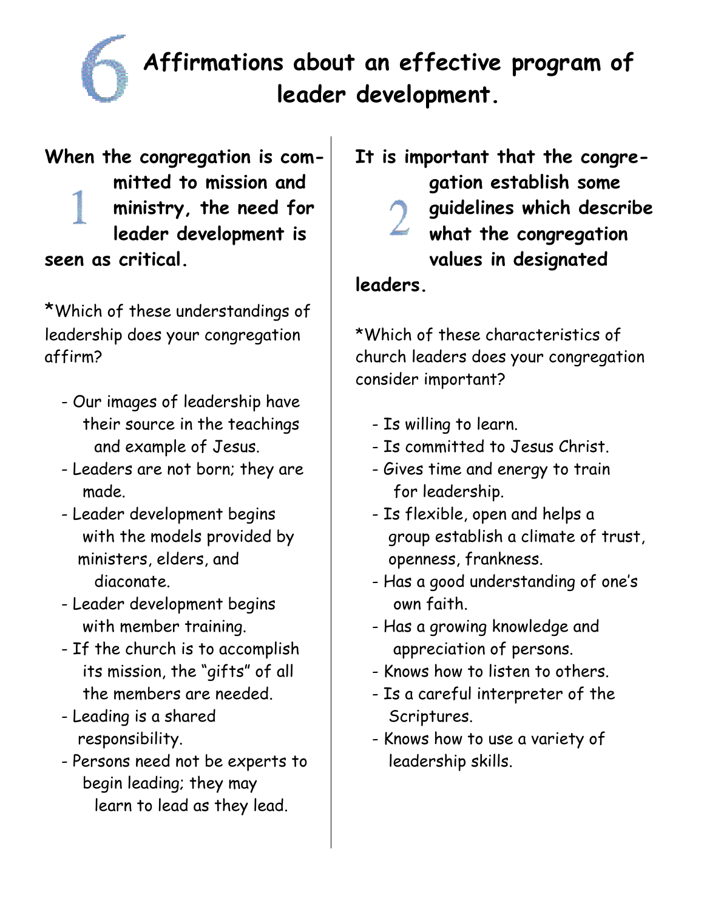# 6 Affirmations about an effective program of leader development.

**1. When the congregation is committed to mission and ministry, the need for leader development is seen as critical.**

*Which of these understandings of leadership does your congregation affirm?

- Our images of leadership have their source in the teachings and example of Jesus.
- Leaders are not born; they are made.
- Leader development begins with the models provided by ministers, elders, and diaconate.
- Leader development begins with member training.
- If the church is to accomplish its mission, the "gifts" of all the members are needed.
- Leading is a shared responsibility.
- Persons need not be experts to begin leading; they may learn to lead as they lead.

**2. It is important that the congregation establish some guidelines which describe what the congregation values in designated leaders.**

*Which of these characteristics of church leaders does your congregation consider important?

- Is willing to learn.
- Is committed to Jesus Christ.
- Gives time and energy to train for leadership.
- Is flexible, open and helps a group establish a climate of trust, openness, frankness.
- Has a good understanding of one's own faith.
- Has a growing knowledge and appreciation of persons.
- Knows how to listen to others.
- Is a careful interpreter of the Scriptures.
- Knows how to use a variety of leadership skills.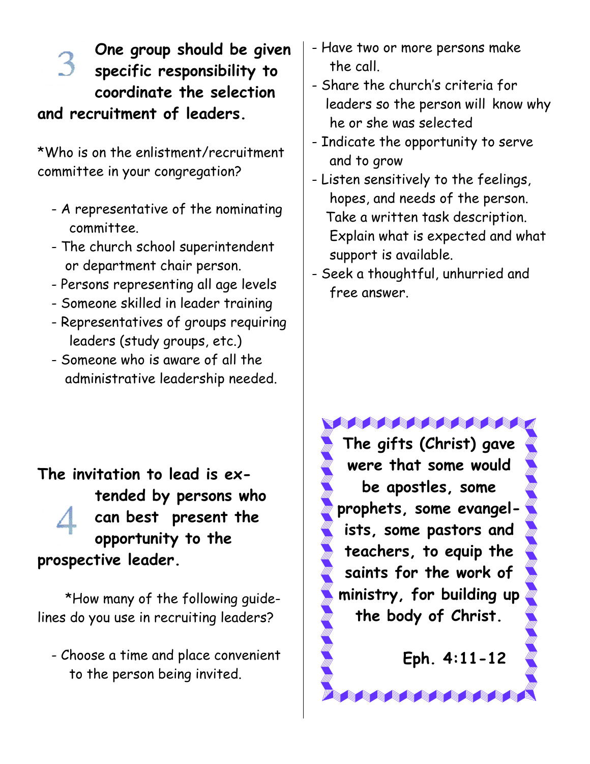**3 One group should be given specific responsibility to coordinate the selection and recruitment of leaders.**

*Who is on the enlistment/recruitment committee in your congregation?

- A representative of the nominating committee.
- The church school superintendent or department chair person.
- Persons representing all age levels
- Someone skilled in leader training
- Representatives of groups requiring leaders (study groups, etc.)
- Someone who is aware of all the administrative leadership needed.

**4 The invitation to lead is extended by persons who can best present the opportunity to the prospective leader.**

*How many of the following guidelines do you use in recruiting leaders?

- Choose a time and place convenient to the person being invited.
- Have two or more persons make the call.
- Share the church's criteria for leaders so the person will know why he or she was selected
- Indicate the opportunity to serve and to grow
- Listen sensitively to the feelings, hopes, and needs of the person. Take a written task description. Explain what is expected and what support is available.
- Seek a thoughtful, unhurried and free answer.

**The gifts (Christ) gave were that some would be apostles, some prophets, some evangelists, some pastors and teachers, to equip the saints for the work of ministry, for building up the body of Christ.**

**Eph. 4:11-12**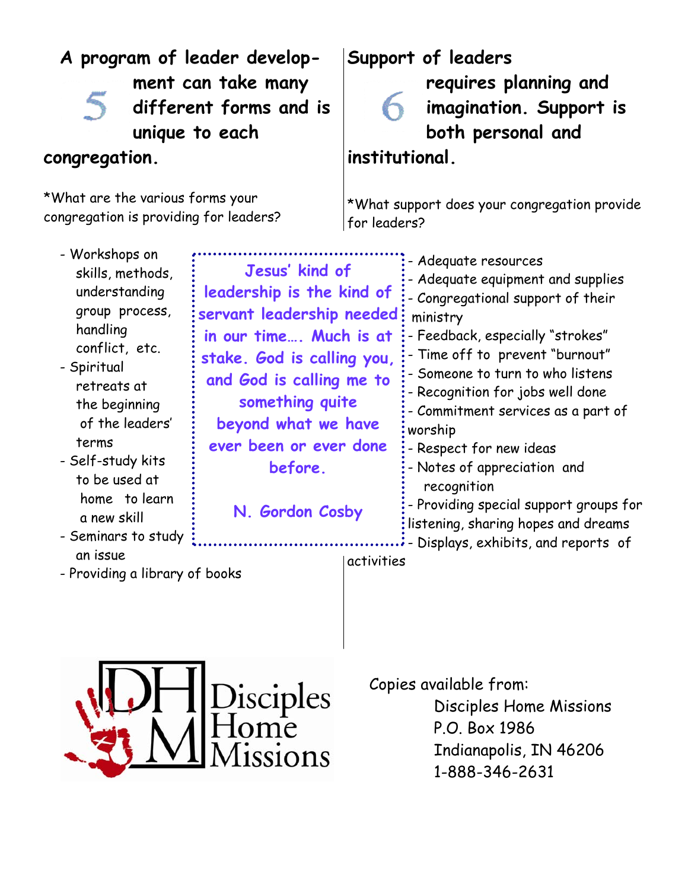## 5 A program of leader development can take many different forms and is unique to each congregation.

*What are the various forms your congregation is providing for leaders?

- Workshops on skills, methods, understanding group process, handling conflict, etc.
- Spiritual retreats at the beginning of the leaders' terms
- Self-study kits to be used at home to learn a new skill
- Seminars to study an issue
- Providing a library of books

> **Jesus' kind of leadership is the kind of servant leadership needed in our time…. Much is at stake. God is calling you, and God is calling me to something quite beyond what we have ever been or ever done before.**
>
> **N. Gordon Cosby**

## 6 Support of leaders requires planning and imagination. Support is both personal and institutional.

*What support does your congregation provide for leaders?

- Adequate resources
- Adequate equipment and supplies
- Congregational support of their ministry
- Feedback, especially "strokes"
- Time off to prevent "burnout"
- Someone to turn to who listens
- Recognition for jobs well done
- Commitment services as a part of worship
- Respect for new ideas
- Notes of appreciation and recognition
- Providing special support groups for listening, sharing hopes and dreams
- Displays, exhibits, and reports of activities

DHM Disciples Home Missions

Copies available from:

Disciples Home Missions
P.O. Box 1986
Indianapolis, IN 46206
1-888-346-2631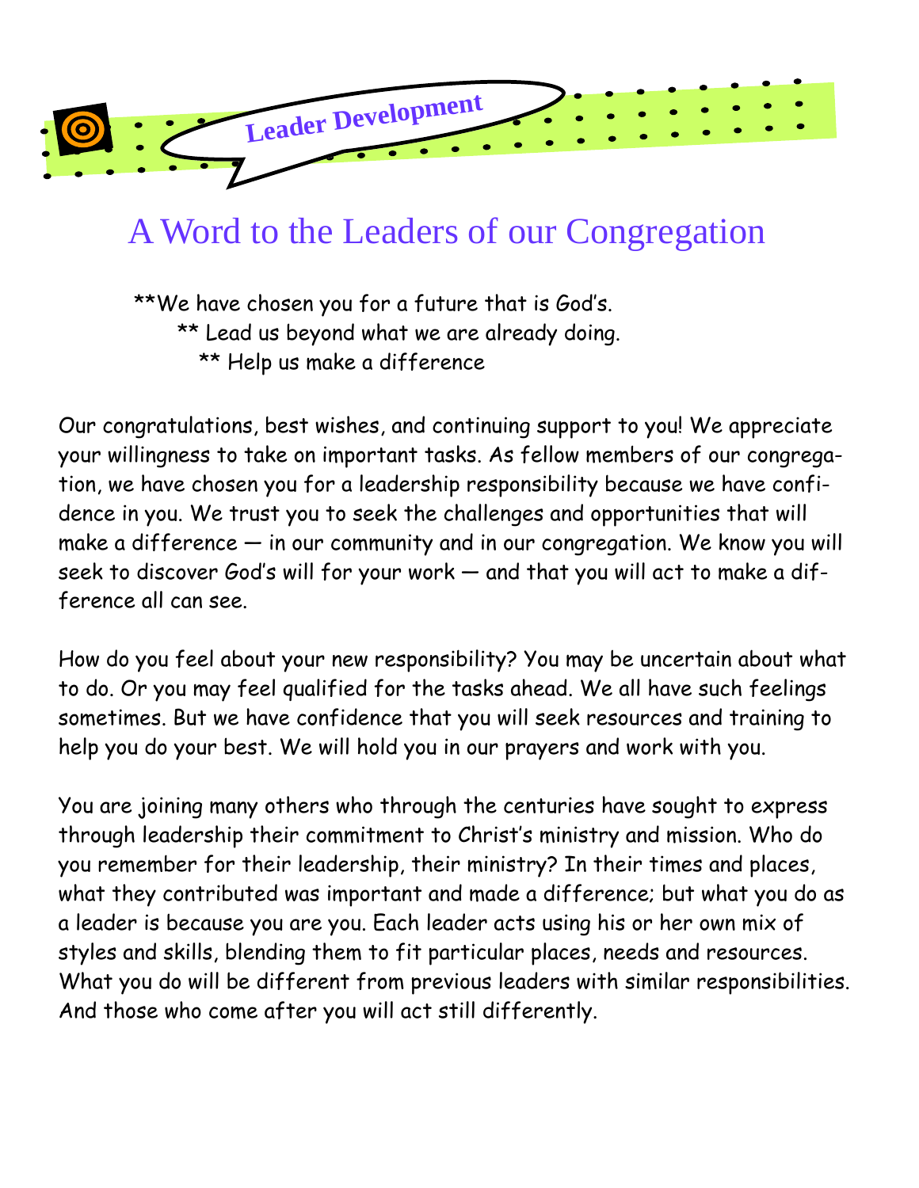Leader Development

# A Word to the Leaders of our Congregation

**We have chosen you for a future that is God's.
** Lead us beyond what we are already doing.
** Help us make a difference

Our congratulations, best wishes, and continuing support to you! We appreciate your willingness to take on important tasks. As fellow members of our congregation, we have chosen you for a leadership responsibility because we have confidence in you. We trust you to seek the challenges and opportunities that will make a difference — in our community and in our congregation. We know you will seek to discover God's will for your work — and that you will act to make a difference all can see.

How do you feel about your new responsibility? You may be uncertain about what to do. Or you may feel qualified for the tasks ahead. We all have such feelings sometimes. But we have confidence that you will seek resources and training to help you do your best. We will hold you in our prayers and work with you.

You are joining many others who through the centuries have sought to express through leadership their commitment to Christ's ministry and mission. Who do you remember for their leadership, their ministry? In their times and places, what they contributed was important and made a difference; but what you do as a leader is because you are you. Each leader acts using his or her own mix of styles and skills, blending them to fit particular places, needs and resources. What you do will be different from previous leaders with similar responsibilities. And those who come after you will act still differently.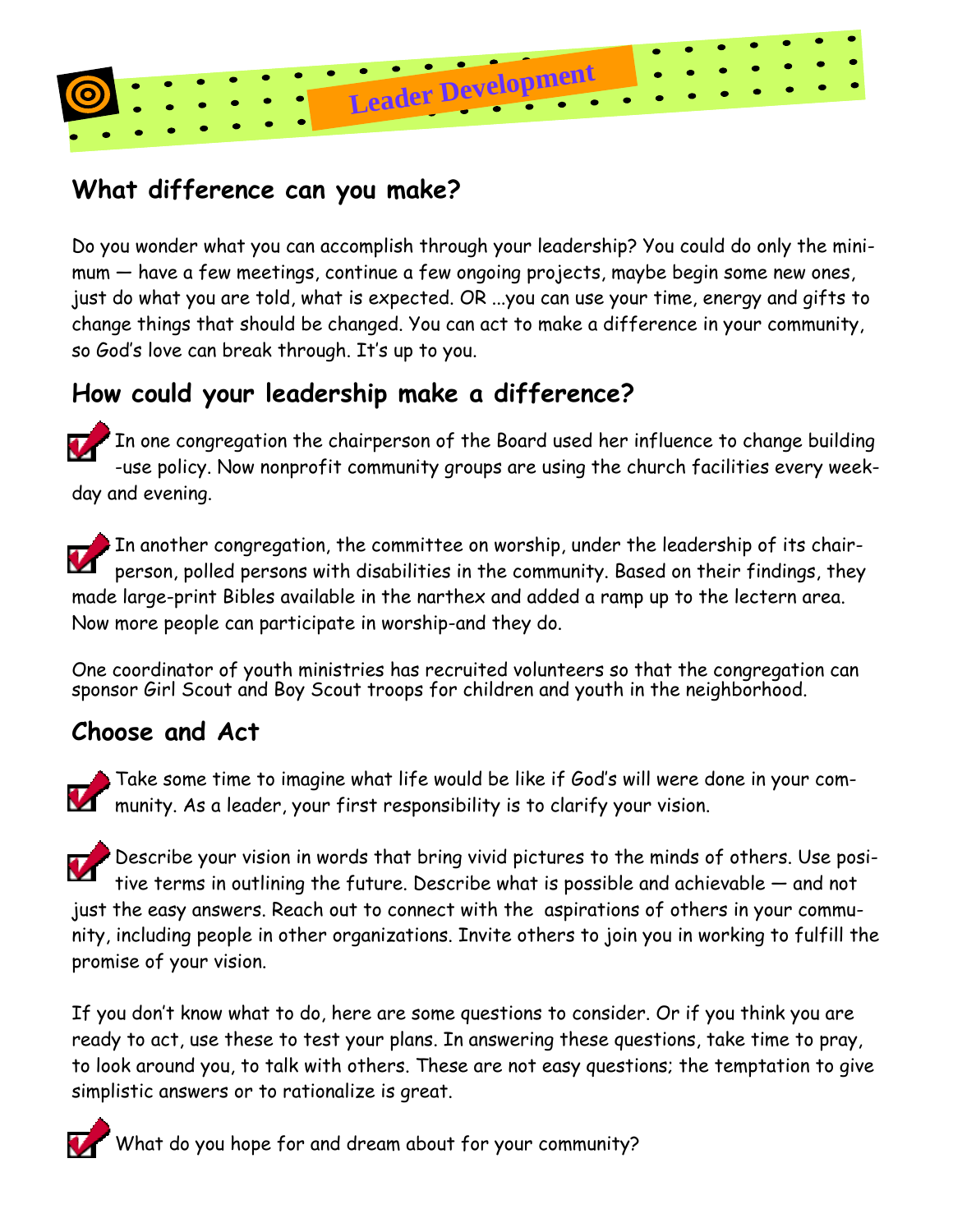Leader Development

## What difference can you make?

Do you wonder what you can accomplish through your leadership? You could do only the minimum — have a few meetings, continue a few ongoing projects, maybe begin some new ones, just do what you are told, what is expected. OR ...you can use your time, energy and gifts to change things that should be changed. You can act to make a difference in your community, so God's love can break through. It's up to you.

## How could your leadership make a difference?

- In one congregation the chairperson of the Board used her influence to change building-use policy. Now nonprofit community groups are using the church facilities every weekday and evening.

- In another congregation, the committee on worship, under the leadership of its chairperson, polled persons with disabilities in the community. Based on their findings, they made large-print Bibles available in the narthex and added a ramp up to the lectern area. Now more people can participate in worship-and they do.

One coordinator of youth ministries has recruited volunteers so that the congregation can sponsor Girl Scout and Boy Scout troops for children and youth in the neighborhood.

## Choose and Act

- Take some time to imagine what life would be like if God's will were done in your community. As a leader, your first responsibility is to clarify your vision.

- Describe your vision in words that bring vivid pictures to the minds of others. Use positive terms in outlining the future. Describe what is possible and achievable — and not just the easy answers. Reach out to connect with the aspirations of others in your community, including people in other organizations. Invite others to join you in working to fulfill the promise of your vision.

If you don't know what to do, here are some questions to consider. Or if you think you are ready to act, use these to test your plans. In answering these questions, take time to pray, to look around you, to talk with others. These are not easy questions; the temptation to give simplistic answers or to rationalize is great.

- What do you hope for and dream about for your community?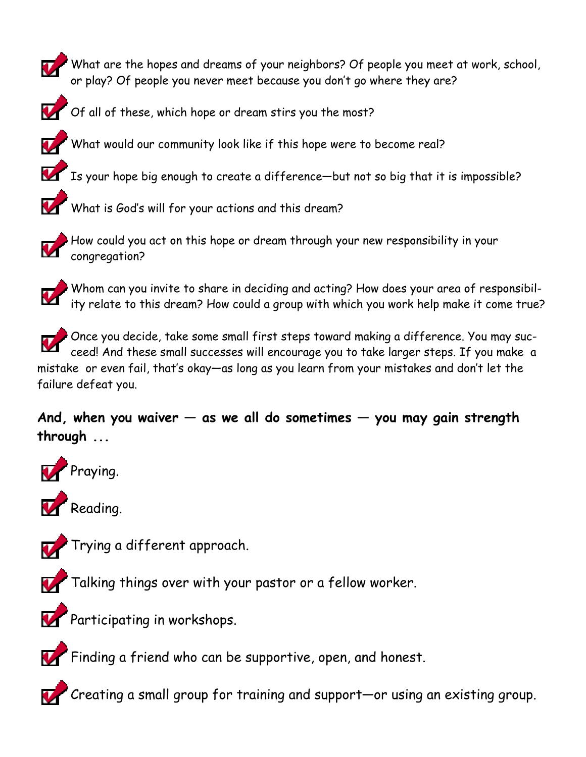- What are the hopes and dreams of your neighbors? Of people you meet at work, school, or play? Of people you never meet because you don't go where they are?
- Of all of these, which hope or dream stirs you the most?
- What would our community look like if this hope were to become real?
- Is your hope big enough to create a difference—but not so big that it is impossible?
- What is God's will for your actions and this dream?
- How could you act on this hope or dream through your new responsibility in your congregation?
- Whom can you invite to share in deciding and acting? How does your area of responsibility relate to this dream? How could a group with which you work help make it come true?
- Once you decide, take some small first steps toward making a difference. You may succeed! And these small successes will encourage you to take larger steps. If you make a mistake or even fail, that's okay—as long as you learn from your mistakes and don't let the failure defeat you.

**And, when you waiver — as we all do sometimes — you may gain strength through ...**

- Praying.
- Reading.
- Trying a different approach.
- Talking things over with your pastor or a fellow worker.
- Participating in workshops.
- Finding a friend who can be supportive, open, and honest.
- Creating a small group for training and support—or using an existing group.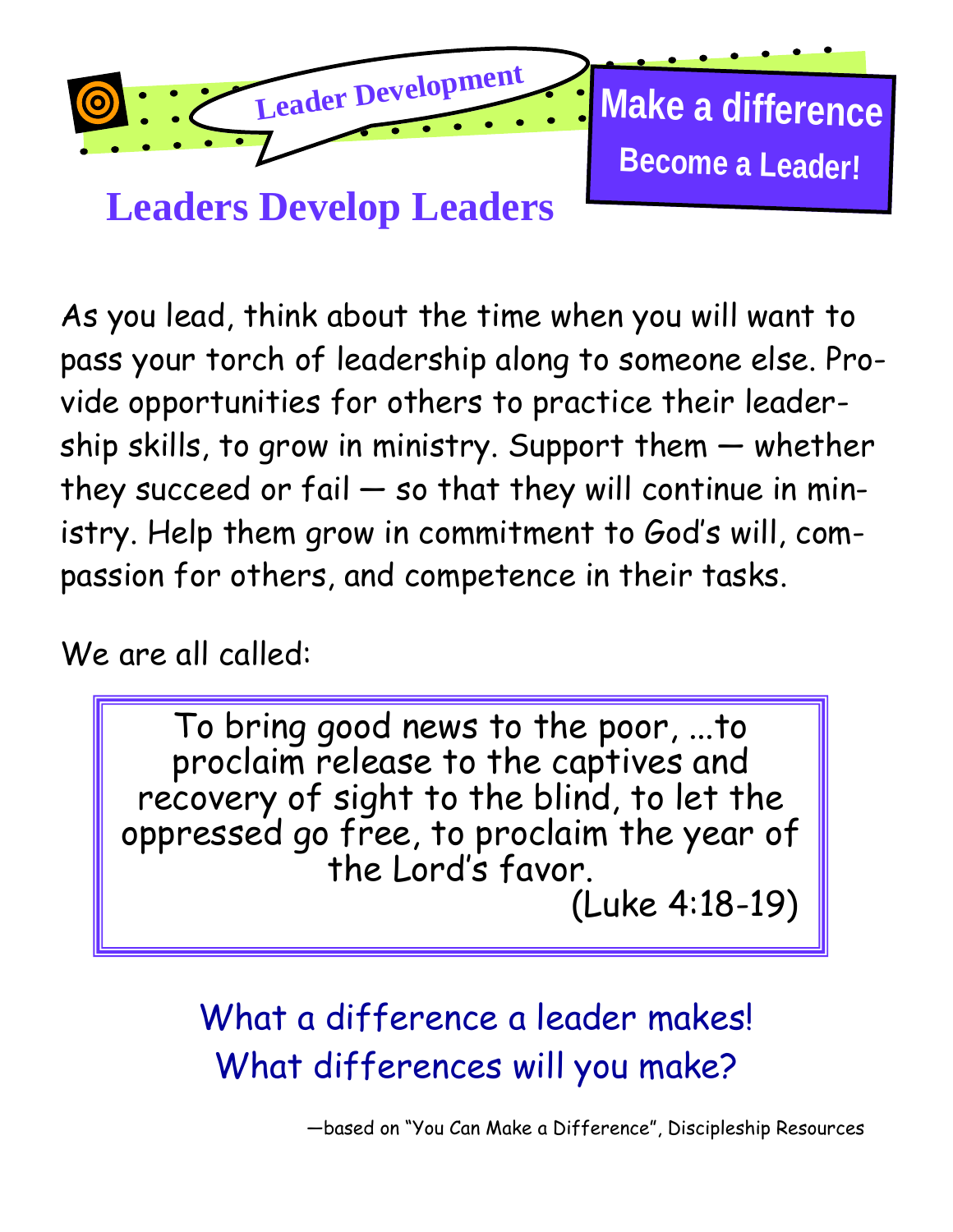Leader Development

**Make a difference**

**Become a Leader!**

# Leaders Develop Leaders

As you lead, think about the time when you will want to pass your torch of leadership along to someone else. Provide opportunities for others to practice their leadership skills, to grow in ministry. Support them — whether they succeed or fail — so that they will continue in ministry. Help them grow in commitment to God's will, compassion for others, and competence in their tasks.

We are all called:

> To bring good news to the poor, ...to proclaim release to the captives and recovery of sight to the blind, to let the oppressed go free, to proclaim the year of the Lord's favor.
>
> (Luke 4:18-19)

What a difference a leader makes!
What differences will you make?

—based on "You Can Make a Difference", Discipleship Resources